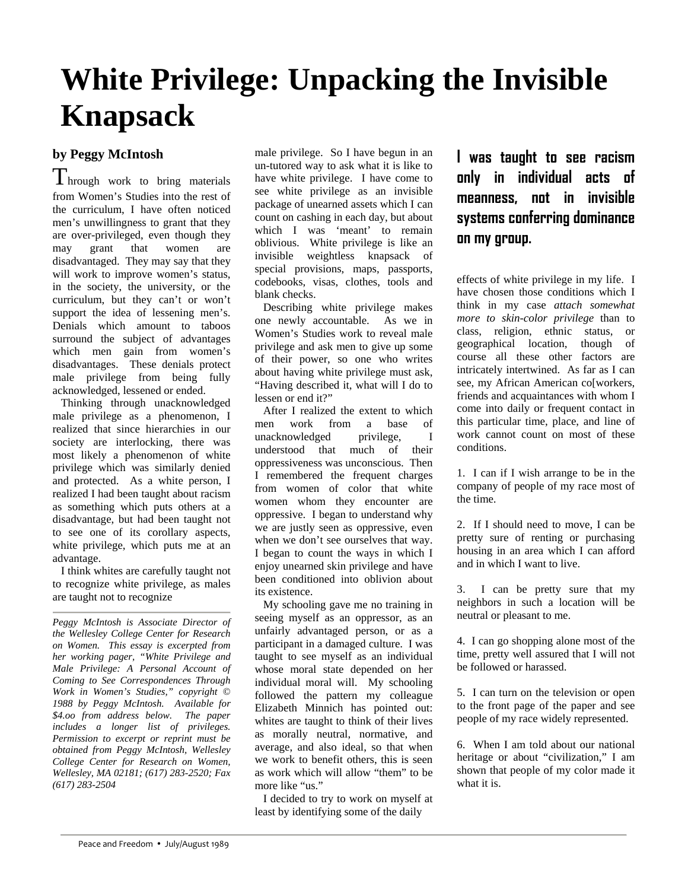# White Privilege: Unpacking the Invisible Knapsack

**by Peggy McIntosh**

Through work to bring materials from Women's Studies into the rest of the curriculum, I have often noticed men's unwillingness to grant that they are over-privileged, even though they may grant that women are disadvantaged. They may say that they will work to improve women's status, in the society, the university, or the curriculum, but they can't or won't support the idea of lessening men's. Denials which amount to taboos surround the subject of advantages which men gain from women's disadvantages. These denials protect male privilege from being fully acknowledged, lessened or ended.

Thinking through unacknowledged male privilege as a phenomenon, I realized that since hierarchies in our society are interlocking, there was most likely a phenomenon of white privilege which was similarly denied and protected. As a white person, I realized I had been taught about racism as something which puts others at a disadvantage, but had been taught not to see one of its corollary aspects, white privilege, which puts me at an advantage.

I think whites are carefully taught not to recognize white privilege, as males are taught not to recognize male privilege. So I have begun in an un-tutored way to ask what it is like to have white privilege. I have come to see white privilege as an invisible package of unearned assets which I can count on cashing in each day, but about which I was 'meant' to remain oblivious. White privilege is like an invisible weightless knapsack of special provisions, maps, passports, codebooks, visas, clothes, tools and blank checks.

Describing white privilege makes one newly accountable. As we in Women's Studies work to reveal male privilege and ask men to give up some of their power, so one who writes about having white privilege must ask, "Having described it, what will I do to lessen or end it?"

After I realized the extent to which men work from a base of unacknowledged privilege, I understood that much of their oppressiveness was unconscious. Then I remembered the frequent charges from women of color that white women whom they encounter are oppressive. I began to understand why we are justly seen as oppressive, even when we don't see ourselves that way. I began to count the ways in which I enjoy unearned skin privilege and have been conditioned into oblivion about its existence.

My schooling gave me no training in seeing myself as an oppressor, as an unfairly advantaged person, or as a participant in a damaged culture. I was taught to see myself as an individual whose moral state depended on her individual moral will. My schooling followed the pattern my colleague Elizabeth Minnich has pointed out: whites are taught to think of their lives as morally neutral, normative, and average, and also ideal, so that when we work to benefit others, this is seen as work which will allow "them" to be more like "us."

I decided to try to work on myself at least by identifying some of the daily effects of white privilege in my life. I have chosen those conditions which I think in my case *attach somewhat more to skin-color privilege* than to class, religion, ethnic status, or geographical location, though of course all these other factors are intricately intertwined. As far as I can see, my African American co[workers, friends and acquaintances with whom I come into daily or frequent contact in this particular time, place, and line of work cannot count on most of these conditions.

**I was taught to see racism only in individual acts of meanness, not in invisible systems conferring dominance on my group.**

1. I can if I wish arrange to be in the company of people of my race most of the time.

2. If I should need to move, I can be pretty sure of renting or purchasing housing in an area which I can afford and in which I want to live.

3. I can be pretty sure that my neighbors in such a location will be neutral or pleasant to me.

4. I can go shopping alone most of the time, pretty well assured that I will not be followed or harassed.

5. I can turn on the television or open to the front page of the paper and see people of my race widely represented.

6. When I am told about our national heritage or about "civilization," I am shown that people of my color made it what it is.

*Peggy McIntosh is Associate Director of the Wellesley College Center for Research on Women. This essay is excerpted from her working pager, "White Privilege and Male Privilege: A Personal Account of Coming to See Correspondences Through Work in Women's Studies," copyright © 1988 by Peggy McIntosh. Available for $4.oo from address below. The paper includes a longer list of privileges. Permission to excerpt or reprint must be obtained from Peggy McIntosh, Wellesley College Center for Research on Women, Wellesley, MA 02181; (617) 283-2520; Fax (617) 283-2504*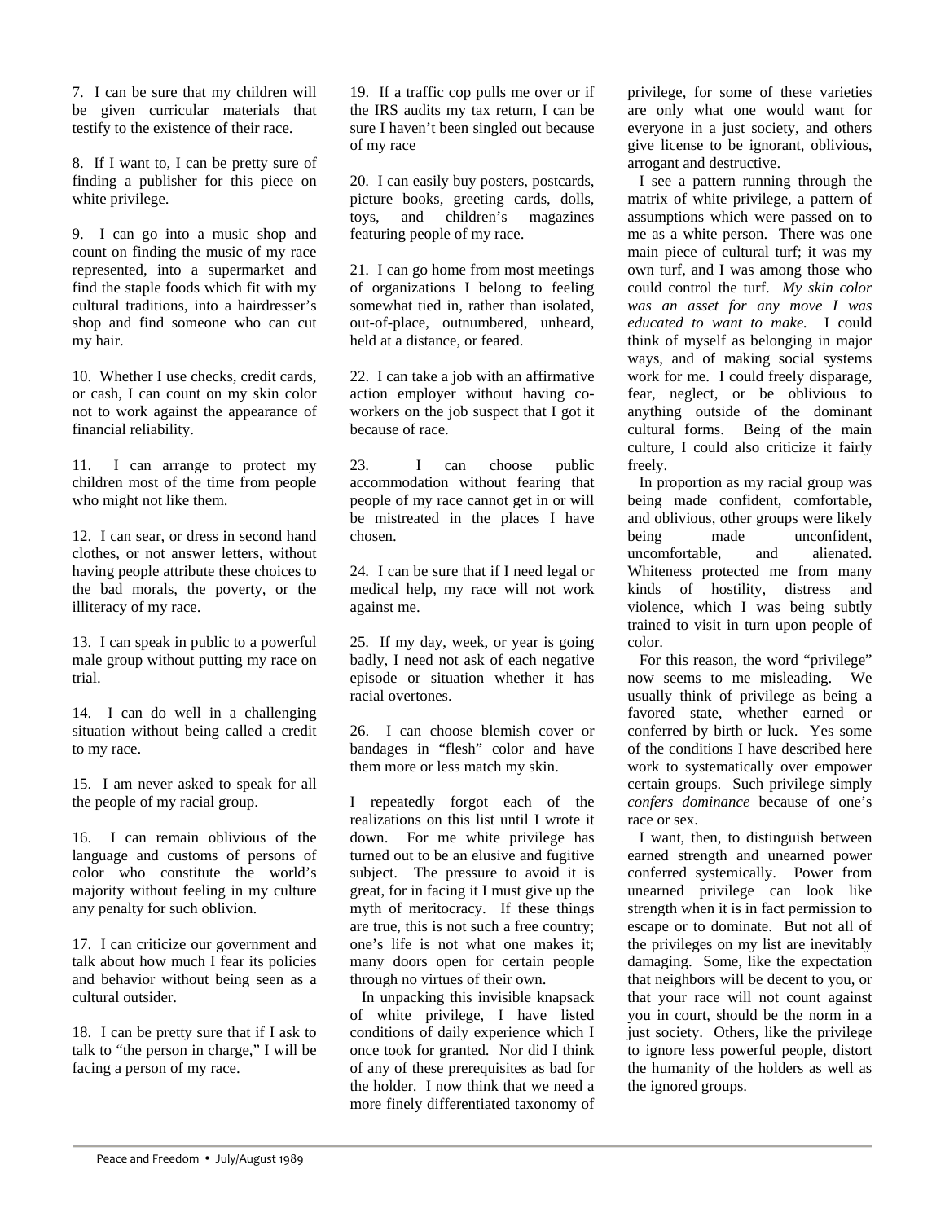7. I can be sure that my children will be given curricular materials that testify to the existence of their race.

8. If I want to, I can be pretty sure of finding a publisher for this piece on white privilege.

9. I can go into a music shop and count on finding the music of my race represented, into a supermarket and find the staple foods which fit with my cultural traditions, into a hairdresser's shop and find someone who can cut my hair.

10. Whether I use checks, credit cards, or cash, I can count on my skin color not to work against the appearance of financial reliability.

11. I can arrange to protect my children most of the time from people who might not like them.

12. I can sear, or dress in second hand clothes, or not answer letters, without having people attribute these choices to the bad morals, the poverty, or the illiteracy of my race.

13. I can speak in public to a powerful male group without putting my race on trial.

14. I can do well in a challenging situation without being called a credit to my race.

15. I am never asked to speak for all the people of my racial group.

16. I can remain oblivious of the language and customs of persons of color who constitute the world's majority without feeling in my culture any penalty for such oblivion.

17. I can criticize our government and talk about how much I fear its policies and behavior without being seen as a cultural outsider.

18. I can be pretty sure that if I ask to talk to "the person in charge," I will be facing a person of my race.

19. If a traffic cop pulls me over or if the IRS audits my tax return, I can be sure I haven't been singled out because of my race

20. I can easily buy posters, postcards, picture books, greeting cards, dolls, toys, and children's magazines featuring people of my race.

21. I can go home from most meetings of organizations I belong to feeling somewhat tied in, rather than isolated, out-of-place, outnumbered, unheard, held at a distance, or feared.

22. I can take a job with an affirmative action employer without having co-workers on the job suspect that I got it because of race.

23. I can choose public accommodation without fearing that people of my race cannot get in or will be mistreated in the places I have chosen.

24. I can be sure that if I need legal or medical help, my race will not work against me.

25. If my day, week, or year is going badly, I need not ask of each negative episode or situation whether it has racial overtones.

26. I can choose blemish cover or bandages in "flesh" color and have them more or less match my skin.

I repeatedly forgot each of the realizations on this list until I wrote it down. For me white privilege has turned out to be an elusive and fugitive subject. The pressure to avoid it is great, for in facing it I must give up the myth of meritocracy. If these things are true, this is not such a free country; one's life is not what one makes it; many doors open for certain people through no virtues of their own.

In unpacking this invisible knapsack of white privilege, I have listed conditions of daily experience which I once took for granted. Nor did I think of any of these prerequisites as bad for the holder. I now think that we need a more finely differentiated taxonomy of privilege, for some of these varieties are only what one would want for everyone in a just society, and others give license to be ignorant, oblivious, arrogant and destructive.

I see a pattern running through the matrix of white privilege, a pattern of assumptions which were passed on to me as a white person. There was one main piece of cultural turf; it was my own turf, and I was among those who could control the turf. *My skin color was an asset for any move I was educated to want to make.* I could think of myself as belonging in major ways, and of making social systems work for me. I could freely disparage, fear, neglect, or be oblivious to anything outside of the dominant cultural forms. Being of the main culture, I could also criticize it fairly freely.

In proportion as my racial group was being made confident, comfortable, and oblivious, other groups were likely being made unconfident, uncomfortable, and alienated. Whiteness protected me from many kinds of hostility, distress and violence, which I was being subtly trained to visit in turn upon people of color.

For this reason, the word "privilege" now seems to me misleading. We usually think of privilege as being a favored state, whether earned or conferred by birth or luck. Yes some of the conditions I have described here work to systematically over empower certain groups. Such privilege simply *confers dominance* because of one's race or sex.

I want, then, to distinguish between earned strength and unearned power conferred systemically. Power from unearned privilege can look like strength when it is in fact permission to escape or to dominate. But not all of the privileges on my list are inevitably damaging. Some, like the expectation that neighbors will be decent to you, or that your race will not count against you in court, should be the norm in a just society. Others, like the privilege to ignore less powerful people, distort the humanity of the holders as well as the ignored groups.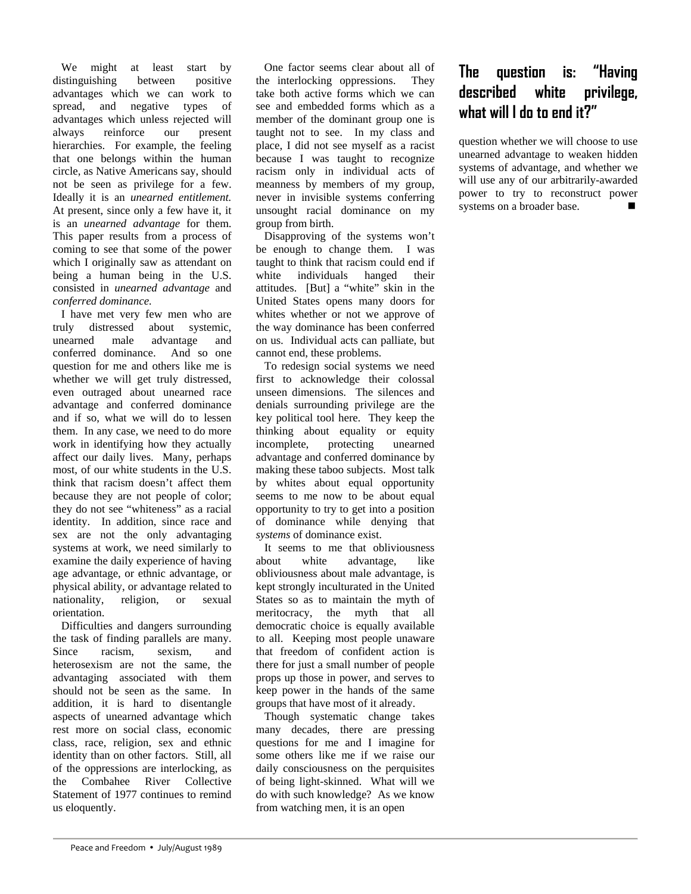We might at least start by distinguishing between positive advantages which we can work to spread, and negative types of advantages which unless rejected will always reinforce our present hierarchies. For example, the feeling that one belongs within the human circle, as Native Americans say, should not be seen as privilege for a few. Ideally it is an *unearned entitlement.* At present, since only a few have it, it is an *unearned advantage* for them. This paper results from a process of coming to see that some of the power which I originally saw as attendant on being a human being in the U.S. consisted in *unearned advantage* and *conferred dominance.*

I have met very few men who are truly distressed about systemic, unearned male advantage and conferred dominance. And so one question for me and others like me is whether we will get truly distressed, even outraged about unearned race advantage and conferred dominance and if so, what we will do to lessen them. In any case, we need to do more work in identifying how they actually affect our daily lives. Many, perhaps most, of our white students in the U.S. think that racism doesn't affect them because they are not people of color; they do not see "whiteness" as a racial identity. In addition, since race and sex are not the only advantaging systems at work, we need similarly to examine the daily experience of having age advantage, or ethnic advantage, or physical ability, or advantage related to nationality, religion, or sexual orientation.

Difficulties and dangers surrounding the task of finding parallels are many. Since racism, sexism, and heterosexism are not the same, the advantaging associated with them should not be seen as the same. In addition, it is hard to disentangle aspects of unearned advantage which rest more on social class, economic class, race, religion, sex and ethnic identity than on other factors. Still, all of the oppressions are interlocking, as the Combahee River Collective Statement of 1977 continues to remind us eloquently.

One factor seems clear about all of the interlocking oppressions. They take both active forms which we can see and embedded forms which as a member of the dominant group one is taught not to see. In my class and place, I did not see myself as a racist because I was taught to recognize racism only in individual acts of meanness by members of my group, never in invisible systems conferring unsought racial dominance on my group from birth.

Disapproving of the systems won't be enough to change them. I was taught to think that racism could end if white individuals hanged their attitudes. [But] a "white" skin in the United States opens many doors for whites whether or not we approve of the way dominance has been conferred on us. Individual acts can palliate, but cannot end, these problems.

To redesign social systems we need first to acknowledge their colossal unseen dimensions. The silences and denials surrounding privilege are the key political tool here. They keep the thinking about equality or equity incomplete, protecting unearned advantage and conferred dominance by making these taboo subjects. Most talk by whites about equal opportunity seems to me now to be about equal opportunity to try to get into a position of dominance while denying that *systems* of dominance exist.

It seems to me that obliviousness about white advantage, like obliviousness about male advantage, is kept strongly inculturated in the United States so as to maintain the myth of meritocracy, the myth that all democratic choice is equally available to all. Keeping most people unaware that freedom of confident action is there for just a small number of people props up those in power, and serves to keep power in the hands of the same groups that have most of it already.

Though systematic change takes many decades, there are pressing questions for me and I imagine for some others like me if we raise our daily consciousness on the perquisites of being light-skinned. What will we do with such knowledge? As we know from watching men, it is an open question whether we will choose to use unearned advantage to weaken hidden systems of advantage, and whether we will use any of our arbitrarily-awarded power to try to reconstruct power systems on a broader base. ■

## The question is: "Having described white privilege, what will I do to end it?"